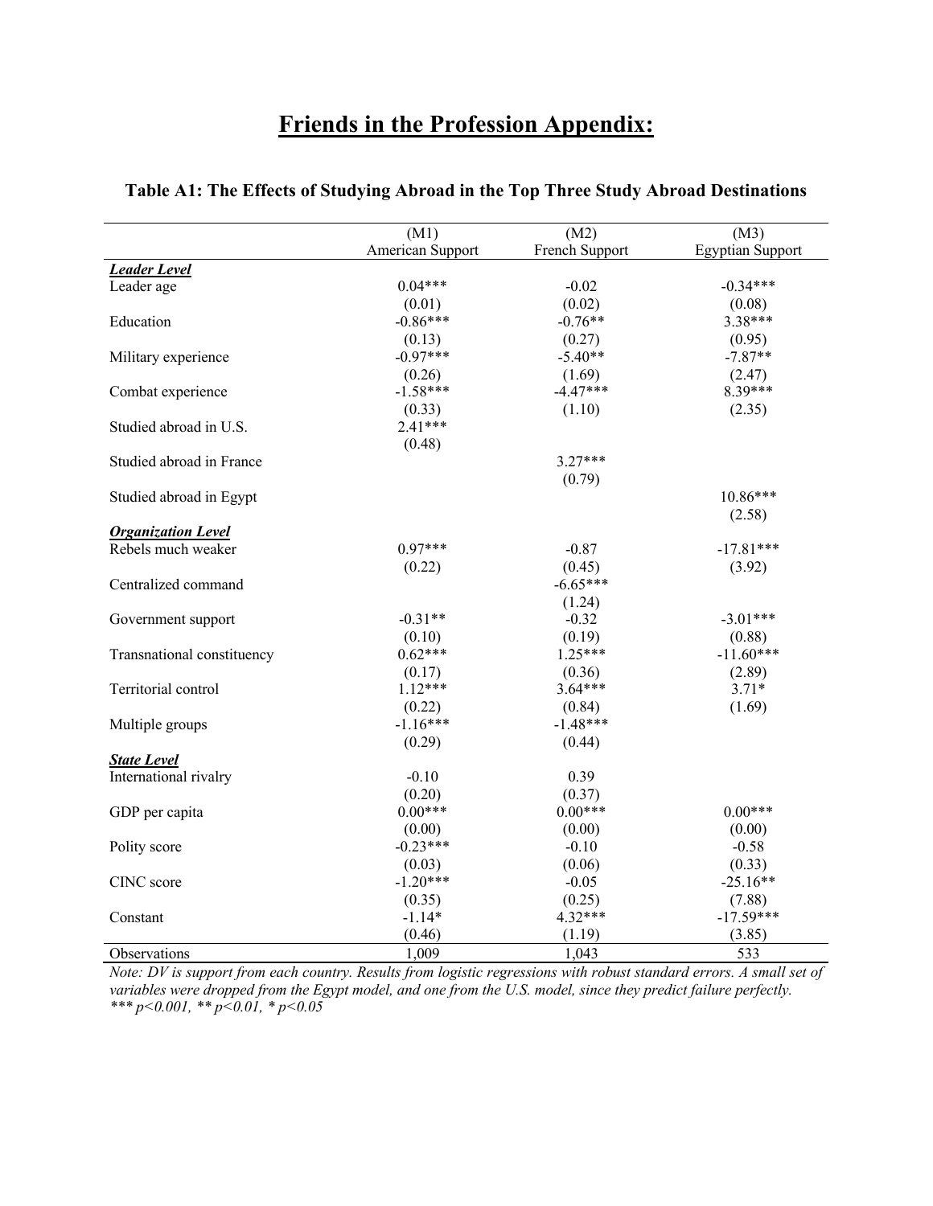# Friends in the Profession Appendix:

### Table A1: The Effects of Studying Abroad in the Top Three Study Abroad Destinations

| | (M1) American Support | (M2) French Support | (M3) Egyptian Support |
|---|---|---|---|
| ***Leader Level*** | | | |
| Leader age | 0.04*** | -0.02 | -0.34*** |
| | (0.01) | (0.02) | (0.08) |
| Education | -0.86*** | -0.76** | 3.38*** |
| | (0.13) | (0.27) | (0.95) |
| Military experience | -0.97*** | -5.40** | -7.87** |
| | (0.26) | (1.69) | (2.47) |
| Combat experience | -1.58*** | -4.47*** | 8.39*** |
| | (0.33) | (1.10) | (2.35) |
| Studied abroad in U.S. | 2.41*** | | |
| | (0.48) | | |
| Studied abroad in France | | 3.27*** | |
| | | (0.79) | |
| Studied abroad in Egypt | | | 10.86*** |
| | | | (2.58) |
| ***Organization Level*** | | | |
| Rebels much weaker | 0.97*** | -0.87 | -17.81*** |
| | (0.22) | (0.45) | (3.92) |
| Centralized command | | -6.65*** | |
| | | (1.24) | |
| Government support | -0.31** | -0.32 | -3.01*** |
| | (0.10) | (0.19) | (0.88) |
| Transnational constituency | 0.62*** | 1.25*** | -11.60*** |
| | (0.17) | (0.36) | (2.89) |
| Territorial control | 1.12*** | 3.64*** | 3.71* |
| | (0.22) | (0.84) | (1.69) |
| Multiple groups | -1.16*** | -1.48*** | |
| | (0.29) | (0.44) | |
| ***State Level*** | | | |
| International rivalry | -0.10 | 0.39 | |
| | (0.20) | (0.37) | |
| GDP per capita | 0.00*** | 0.00*** | 0.00*** |
| | (0.00) | (0.00) | (0.00) |
| Polity score | -0.23*** | -0.10 | -0.58 |
| | (0.03) | (0.06) | (0.33) |
| CINC score | -1.20*** | -0.05 | -25.16** |
| | (0.35) | (0.25) | (7.88) |
| Constant | -1.14* | 4.32*** | -17.59*** |
| | (0.46) | (1.19) | (3.85) |
| Observations | 1,009 | 1,043 | 533 |

*Note: DV is support from each country. Results from logistic regressions with robust standard errors. A small set of variables were dropped from the Egypt model, and one from the U.S. model, since they predict failure perfectly.*
*\*\*\* p<0.001, \*\* p<0.01, \* p<0.05*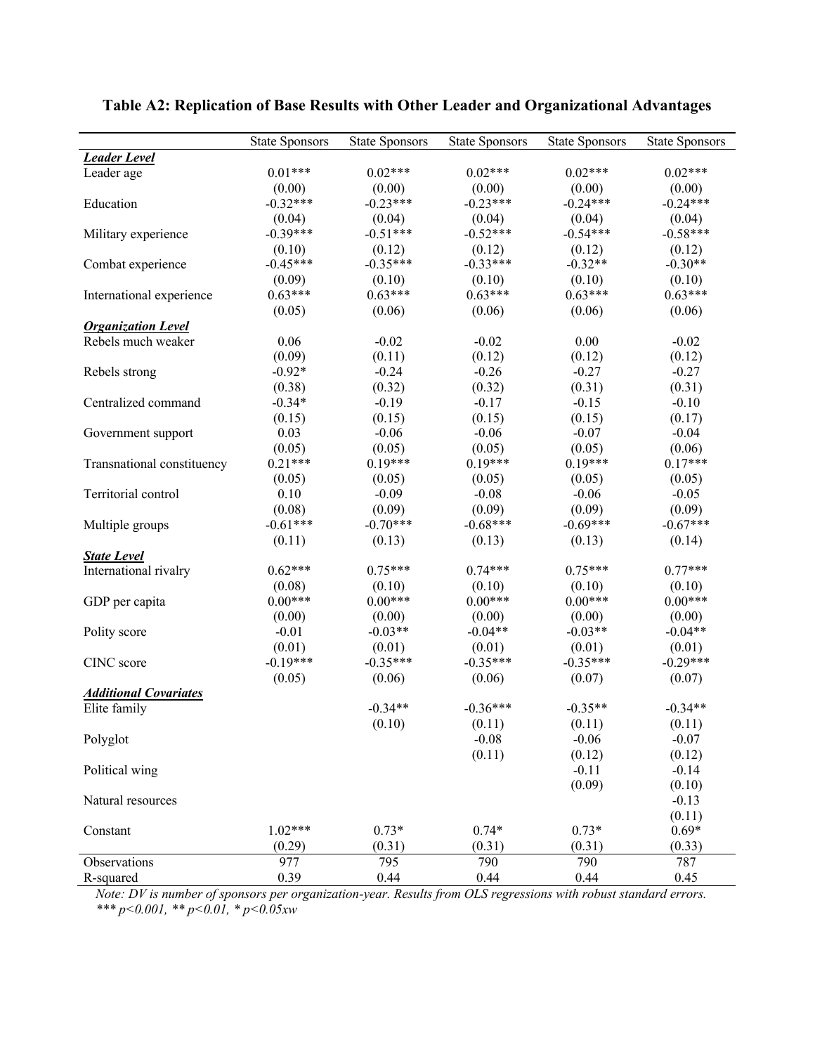**Table A2: Replication of Base Results with Other Leader and Organizational Advantages**

| | State Sponsors | State Sponsors | State Sponsors | State Sponsors | State Sponsors |
|---|---|---|---|---|---|
| ***Leader Level*** | | | | | |
| Leader age | 0.01*** | 0.02*** | 0.02*** | 0.02*** | 0.02*** |
| | (0.00) | (0.00) | (0.00) | (0.00) | (0.00) |
| Education | -0.32*** | -0.23*** | -0.23*** | -0.24*** | -0.24*** |
| | (0.04) | (0.04) | (0.04) | (0.04) | (0.04) |
| Military experience | -0.39*** | -0.51*** | -0.52*** | -0.54*** | -0.58*** |
| | (0.10) | (0.12) | (0.12) | (0.12) | (0.12) |
| Combat experience | -0.45*** | -0.35*** | -0.33*** | -0.32** | -0.30** |
| | (0.09) | (0.10) | (0.10) | (0.10) | (0.10) |
| International experience | 0.63*** | 0.63*** | 0.63*** | 0.63*** | 0.63*** |
| | (0.05) | (0.06) | (0.06) | (0.06) | (0.06) |
| ***Organization Level*** | | | | | |
| Rebels much weaker | 0.06 | -0.02 | -0.02 | 0.00 | -0.02 |
| | (0.09) | (0.11) | (0.12) | (0.12) | (0.12) |
| Rebels strong | -0.92* | -0.24 | -0.26 | -0.27 | -0.27 |
| | (0.38) | (0.32) | (0.32) | (0.31) | (0.31) |
| Centralized command | -0.34* | -0.19 | -0.17 | -0.15 | -0.10 |
| | (0.15) | (0.15) | (0.15) | (0.15) | (0.17) |
| Government support | 0.03 | -0.06 | -0.06 | -0.07 | -0.04 |
| | (0.05) | (0.05) | (0.05) | (0.05) | (0.06) |
| Transnational constituency | 0.21*** | 0.19*** | 0.19*** | 0.19*** | 0.17*** |
| | (0.05) | (0.05) | (0.05) | (0.05) | (0.05) |
| Territorial control | 0.10 | -0.09 | -0.08 | -0.06 | -0.05 |
| | (0.08) | (0.09) | (0.09) | (0.09) | (0.09) |
| Multiple groups | -0.61*** | -0.70*** | -0.68*** | -0.69*** | -0.67*** |
| | (0.11) | (0.13) | (0.13) | (0.13) | (0.14) |
| ***State Level*** | | | | | |
| International rivalry | 0.62*** | 0.75*** | 0.74*** | 0.75*** | 0.77*** |
| | (0.08) | (0.10) | (0.10) | (0.10) | (0.10) |
| GDP per capita | 0.00*** | 0.00*** | 0.00*** | 0.00*** | 0.00*** |
| | (0.00) | (0.00) | (0.00) | (0.00) | (0.00) |
| Polity score | -0.01 | -0.03** | -0.04** | -0.03** | -0.04** |
| | (0.01) | (0.01) | (0.01) | (0.01) | (0.01) |
| CINC score | -0.19*** | -0.35*** | -0.35*** | -0.35*** | -0.29*** |
| | (0.05) | (0.06) | (0.06) | (0.07) | (0.07) |
| ***Additional Covariates*** | | | | | |
| Elite family | | -0.34** | -0.36*** | -0.35** | -0.34** |
| | | (0.10) | (0.11) | (0.11) | (0.11) |
| Polyglot | | | -0.08 | -0.06 | -0.07 |
| | | | (0.11) | (0.12) | (0.12) |
| Political wing | | | | -0.11 | -0.14 |
| | | | | (0.09) | (0.10) |
| Natural resources | | | | | -0.13 |
| | | | | | (0.11) |
| Constant | 1.02*** | 0.73* | 0.74* | 0.73* | 0.69* |
| | (0.29) | (0.31) | (0.31) | (0.31) | (0.33) |
| Observations | 977 | 795 | 790 | 790 | 787 |
| R-squared | 0.39 | 0.44 | 0.44 | 0.44 | 0.45 |

*Note: DV is number of sponsors per organization-year. Results from OLS regressions with robust standard errors. *** p<0.001, ** p<0.01, * p<0.05xw*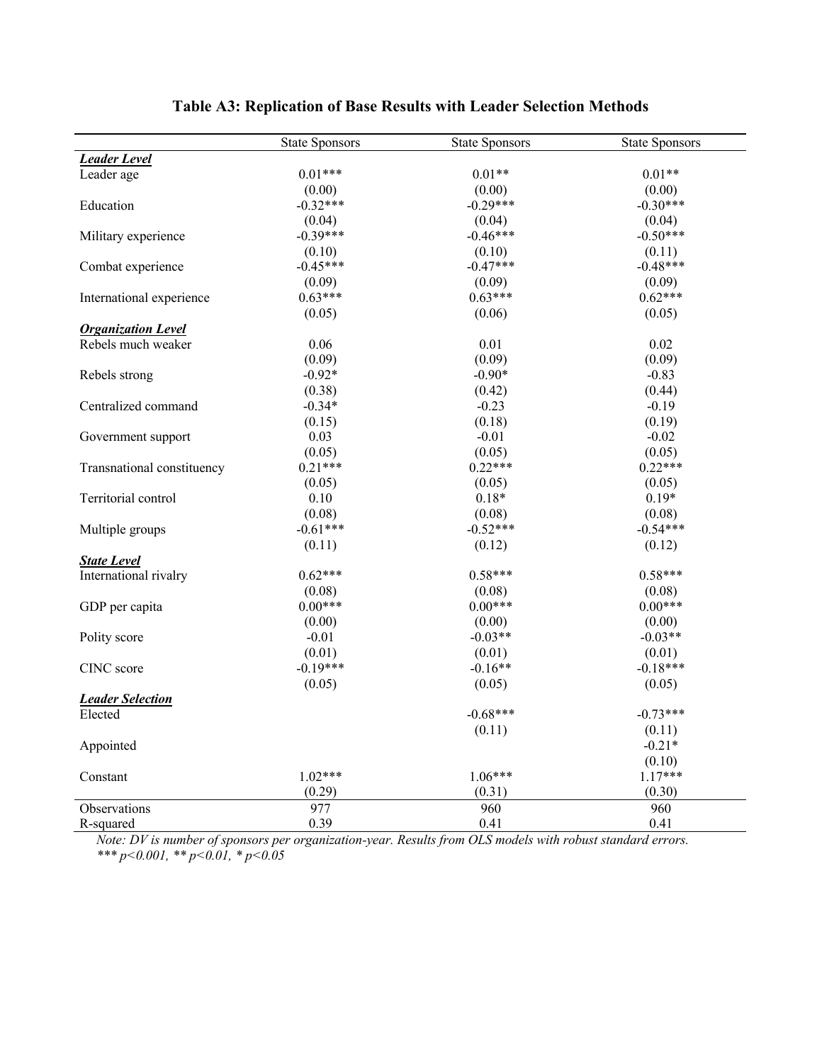## Table A3: Replication of Base Results with Leader Selection Methods

| | State Sponsors | State Sponsors | State Sponsors |
|---|---|---|---|
| ***Leader Level*** | | | |
| Leader age | 0.01*** | 0.01** | 0.01** |
| | (0.00) | (0.00) | (0.00) |
| Education | -0.32*** | -0.29*** | -0.30*** |
| | (0.04) | (0.04) | (0.04) |
| Military experience | -0.39*** | -0.46*** | -0.50*** |
| | (0.10) | (0.10) | (0.11) |
| Combat experience | -0.45*** | -0.47*** | -0.48*** |
| | (0.09) | (0.09) | (0.09) |
| International experience | 0.63*** | 0.63*** | 0.62*** |
| | (0.05) | (0.06) | (0.05) |
| ***Organization Level*** | | | |
| Rebels much weaker | 0.06 | 0.01 | 0.02 |
| | (0.09) | (0.09) | (0.09) |
| Rebels strong | -0.92* | -0.90* | -0.83 |
| | (0.38) | (0.42) | (0.44) |
| Centralized command | -0.34* | -0.23 | -0.19 |
| | (0.15) | (0.18) | (0.19) |
| Government support | 0.03 | -0.01 | -0.02 |
| | (0.05) | (0.05) | (0.05) |
| Transnational constituency | 0.21*** | 0.22*** | 0.22*** |
| | (0.05) | (0.05) | (0.05) |
| Territorial control | 0.10 | 0.18* | 0.19* |
| | (0.08) | (0.08) | (0.08) |
| Multiple groups | -0.61*** | -0.52*** | -0.54*** |
| | (0.11) | (0.12) | (0.12) |
| ***State Level*** | | | |
| International rivalry | 0.62*** | 0.58*** | 0.58*** |
| | (0.08) | (0.08) | (0.08) |
| GDP per capita | 0.00*** | 0.00*** | 0.00*** |
| | (0.00) | (0.00) | (0.00) |
| Polity score | -0.01 | -0.03** | -0.03** |
| | (0.01) | (0.01) | (0.01) |
| CINC score | -0.19*** | -0.16** | -0.18*** |
| | (0.05) | (0.05) | (0.05) |
| ***Leader Selection*** | | | |
| Elected | | -0.68*** | -0.73*** |
| | | (0.11) | (0.11) |
| Appointed | | | -0.21* |
| | | | (0.10) |
| Constant | 1.02*** | 1.06*** | 1.17*** |
| | (0.29) | (0.31) | (0.30) |
| Observations | 977 | 960 | 960 |
| R-squared | 0.39 | 0.41 | 0.41 |

*Note: DV is number of sponsors per organization-year. Results from OLS models with robust standard errors. *** p<0.001, ** p<0.01, * p<0.05*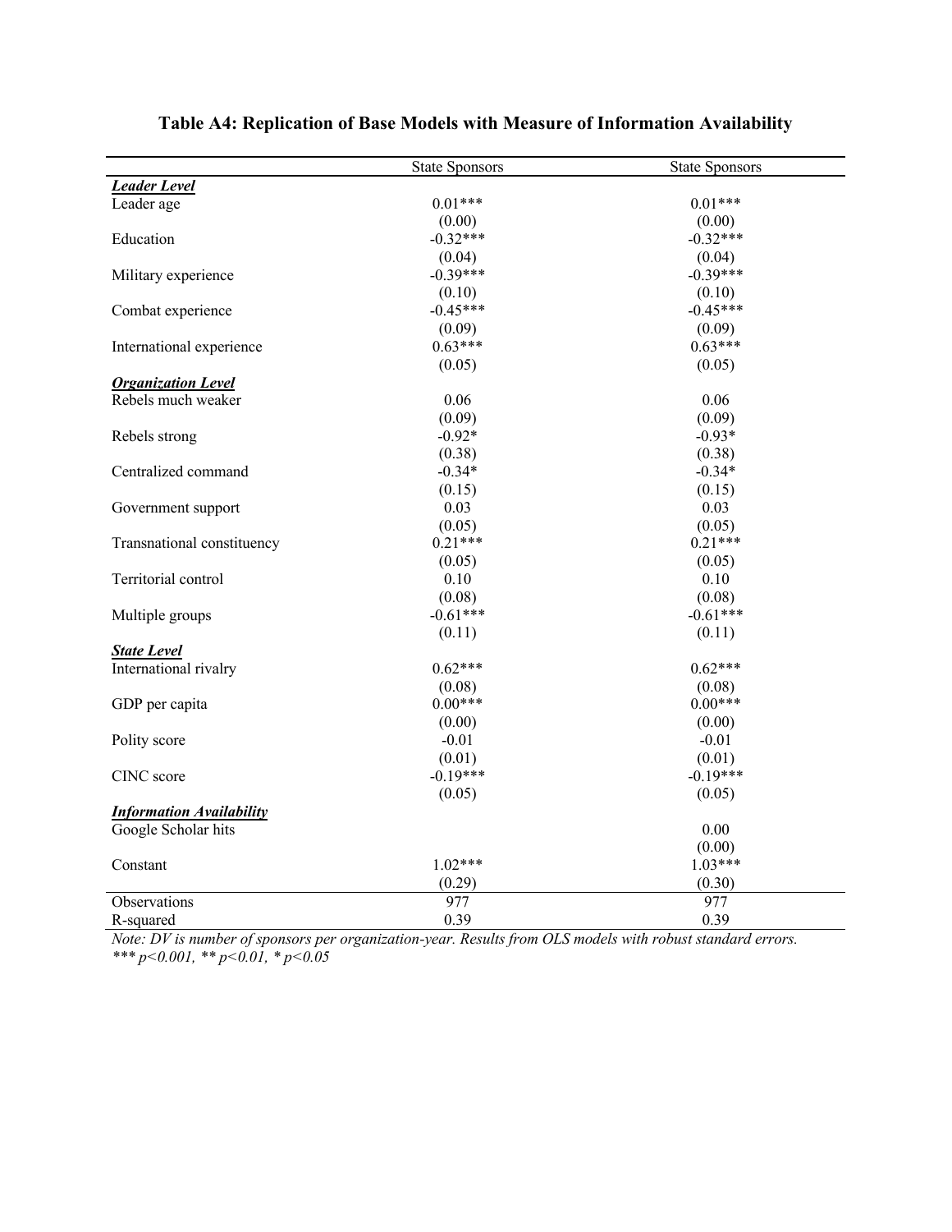## Table A4: Replication of Base Models with Measure of Information Availability

| | State Sponsors | State Sponsors |
|---|---|---|
| ***Leader Level*** | | |
| Leader age | 0.01*** | 0.01*** |
| | (0.00) | (0.00) |
| Education | -0.32*** | -0.32*** |
| | (0.04) | (0.04) |
| Military experience | -0.39*** | -0.39*** |
| | (0.10) | (0.10) |
| Combat experience | -0.45*** | -0.45*** |
| | (0.09) | (0.09) |
| International experience | 0.63*** | 0.63*** |
| | (0.05) | (0.05) |
| ***Organization Level*** | | |
| Rebels much weaker | 0.06 | 0.06 |
| | (0.09) | (0.09) |
| Rebels strong | -0.92* | -0.93* |
| | (0.38) | (0.38) |
| Centralized command | -0.34* | -0.34* |
| | (0.15) | (0.15) |
| Government support | 0.03 | 0.03 |
| | (0.05) | (0.05) |
| Transnational constituency | 0.21*** | 0.21*** |
| | (0.05) | (0.05) |
| Territorial control | 0.10 | 0.10 |
| | (0.08) | (0.08) |
| Multiple groups | -0.61*** | -0.61*** |
| | (0.11) | (0.11) |
| ***State Level*** | | |
| International rivalry | 0.62*** | 0.62*** |
| | (0.08) | (0.08) |
| GDP per capita | 0.00*** | 0.00*** |
| | (0.00) | (0.00) |
| Polity score | -0.01 | -0.01 |
| | (0.01) | (0.01) |
| CINC score | -0.19*** | -0.19*** |
| | (0.05) | (0.05) |
| ***Information Availability*** | | |
| Google Scholar hits | | 0.00 |
| | | (0.00) |
| Constant | 1.02*** | 1.03*** |
| | (0.29) | (0.30) |
| Observations | 977 | 977 |
| R-squared | 0.39 | 0.39 |

*Note: DV is number of sponsors per organization-year. Results from OLS models with robust standard errors.*
*\*\*\* p<0.001, \*\* p<0.01, \* p<0.05*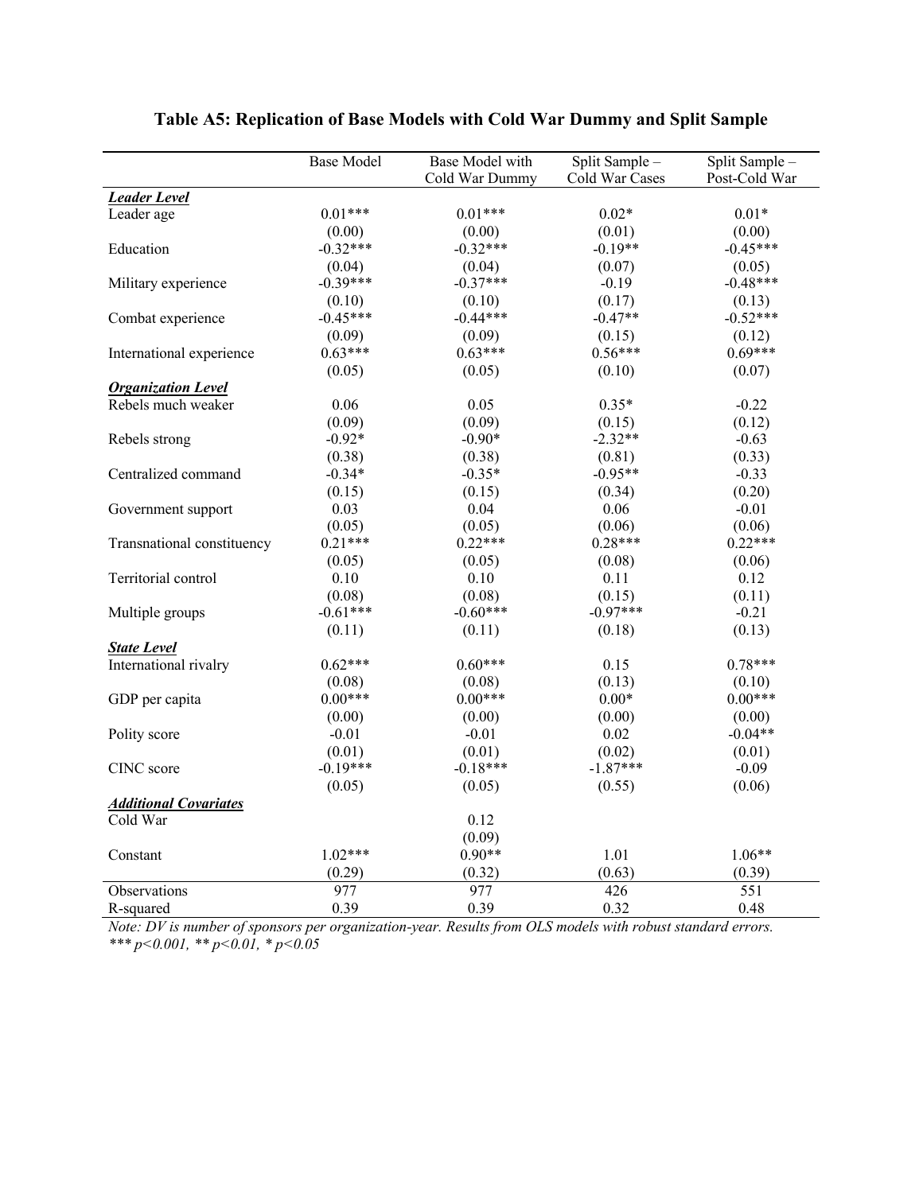**Table A5: Replication of Base Models with Cold War Dummy and Split Sample**

| | Base Model | Base Model with Cold War Dummy | Split Sample – Cold War Cases | Split Sample – Post-Cold War |
|---|---|---|---|---|
| ***Leader Level*** | | | | |
| Leader age | 0.01*** | 0.01*** | 0.02* | 0.01* |
| | (0.00) | (0.00) | (0.01) | (0.00) |
| Education | -0.32*** | -0.32*** | -0.19** | -0.45*** |
| | (0.04) | (0.04) | (0.07) | (0.05) |
| Military experience | -0.39*** | -0.37*** | -0.19 | -0.48*** |
| | (0.10) | (0.10) | (0.17) | (0.13) |
| Combat experience | -0.45*** | -0.44*** | -0.47** | -0.52*** |
| | (0.09) | (0.09) | (0.15) | (0.12) |
| International experience | 0.63*** | 0.63*** | 0.56*** | 0.69*** |
| | (0.05) | (0.05) | (0.10) | (0.07) |
| ***Organization Level*** | | | | |
| Rebels much weaker | 0.06 | 0.05 | 0.35* | -0.22 |
| | (0.09) | (0.09) | (0.15) | (0.12) |
| Rebels strong | -0.92* | -0.90* | -2.32** | -0.63 |
| | (0.38) | (0.38) | (0.81) | (0.33) |
| Centralized command | -0.34* | -0.35* | -0.95** | -0.33 |
| | (0.15) | (0.15) | (0.34) | (0.20) |
| Government support | 0.03 | 0.04 | 0.06 | -0.01 |
| | (0.05) | (0.05) | (0.06) | (0.06) |
| Transnational constituency | 0.21*** | 0.22*** | 0.28*** | 0.22*** |
| | (0.05) | (0.05) | (0.08) | (0.06) |
| Territorial control | 0.10 | 0.10 | 0.11 | 0.12 |
| | (0.08) | (0.08) | (0.15) | (0.11) |
| Multiple groups | -0.61*** | -0.60*** | -0.97*** | -0.21 |
| | (0.11) | (0.11) | (0.18) | (0.13) |
| ***State Level*** | | | | |
| International rivalry | 0.62*** | 0.60*** | 0.15 | 0.78*** |
| | (0.08) | (0.08) | (0.13) | (0.10) |
| GDP per capita | 0.00*** | 0.00*** | 0.00* | 0.00*** |
| | (0.00) | (0.00) | (0.00) | (0.00) |
| Polity score | -0.01 | -0.01 | 0.02 | -0.04** |
| | (0.01) | (0.01) | (0.02) | (0.01) |
| CINC score | -0.19*** | -0.18*** | -1.87*** | -0.09 |
| | (0.05) | (0.05) | (0.55) | (0.06) |
| ***Additional Covariates*** | | | | |
| Cold War | | 0.12 | | |
| | | (0.09) | | |
| Constant | 1.02*** | 0.90** | 1.01 | 1.06** |
| | (0.29) | (0.32) | (0.63) | (0.39) |
| Observations | 977 | 977 | 426 | 551 |
| R-squared | 0.39 | 0.39 | 0.32 | 0.48 |

*Note: DV is number of sponsors per organization-year. Results from OLS models with robust standard errors.*
*\*\*\* p<0.001, \*\* p<0.01, \* p<0.05*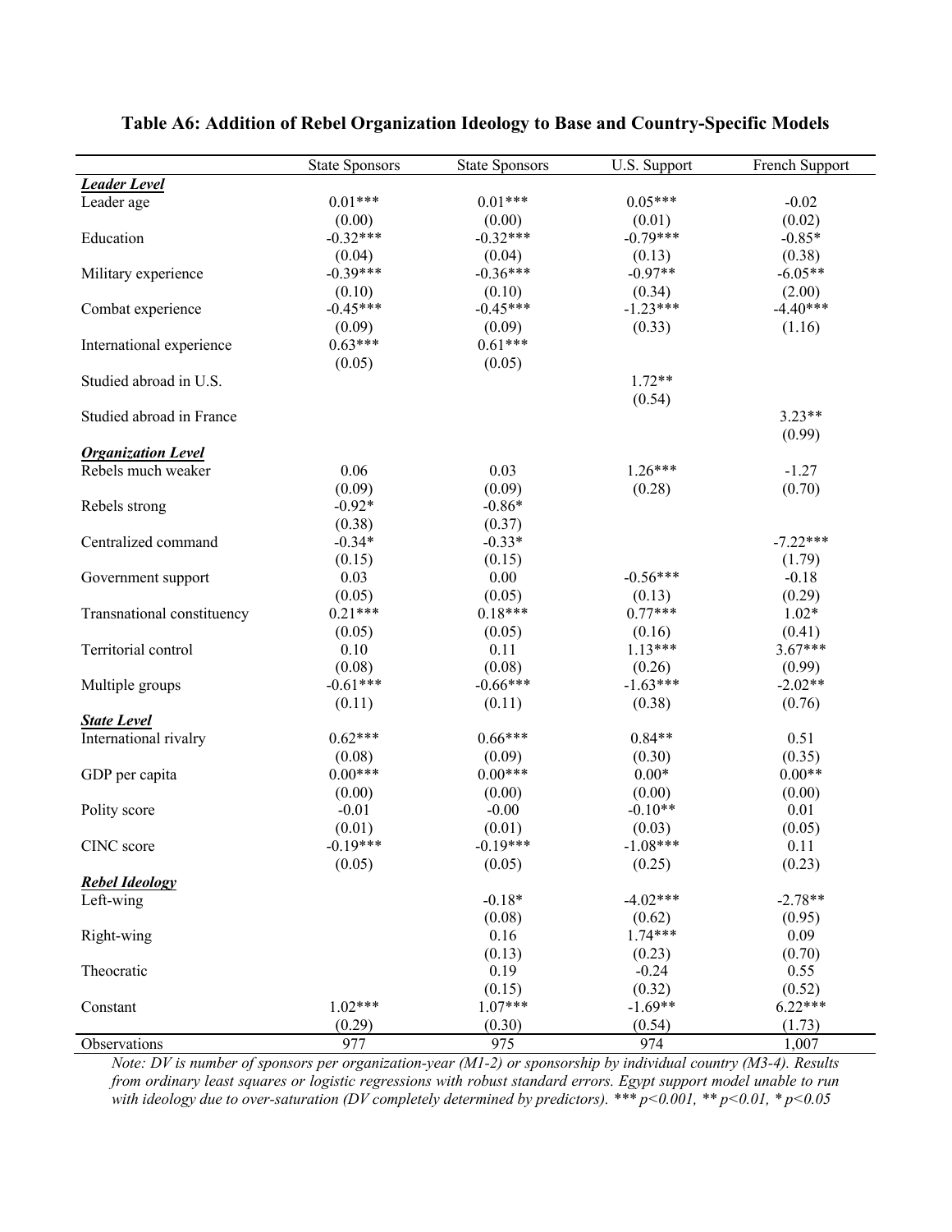**Table A6: Addition of Rebel Organization Ideology to Base and Country-Specific Models**

| | State Sponsors | State Sponsors | U.S. Support | French Support |
|---|---|---|---|---|
| ***Leader Level*** | | | | |
| Leader age | 0.01*** | 0.01*** | 0.05*** | -0.02 |
| | (0.00) | (0.00) | (0.01) | (0.02) |
| Education | -0.32*** | -0.32*** | -0.79*** | -0.85* |
| | (0.04) | (0.04) | (0.13) | (0.38) |
| Military experience | -0.39*** | -0.36*** | -0.97** | -6.05** |
| | (0.10) | (0.10) | (0.34) | (2.00) |
| Combat experience | -0.45*** | -0.45*** | -1.23*** | -4.40*** |
| | (0.09) | (0.09) | (0.33) | (1.16) |
| International experience | 0.63*** | 0.61*** | | |
| | (0.05) | (0.05) | | |
| Studied abroad in U.S. | | | 1.72** | |
| | | | (0.54) | |
| Studied abroad in France | | | | 3.23** |
| | | | | (0.99) |
| ***Organization Level*** | | | | |
| Rebels much weaker | 0.06 | 0.03 | 1.26*** | -1.27 |
| | (0.09) | (0.09) | (0.28) | (0.70) |
| Rebels strong | -0.92* | -0.86* | | |
| | (0.38) | (0.37) | | |
| Centralized command | -0.34* | -0.33* | | -7.22*** |
| | (0.15) | (0.15) | | (1.79) |
| Government support | 0.03 | 0.00 | -0.56*** | -0.18 |
| | (0.05) | (0.05) | (0.13) | (0.29) |
| Transnational constituency | 0.21*** | 0.18*** | 0.77*** | 1.02* |
| | (0.05) | (0.05) | (0.16) | (0.41) |
| Territorial control | 0.10 | 0.11 | 1.13*** | 3.67*** |
| | (0.08) | (0.08) | (0.26) | (0.99) |
| Multiple groups | -0.61*** | -0.66*** | -1.63*** | -2.02** |
| | (0.11) | (0.11) | (0.38) | (0.76) |
| ***State Level*** | | | | |
| International rivalry | 0.62*** | 0.66*** | 0.84** | 0.51 |
| | (0.08) | (0.09) | (0.30) | (0.35) |
| GDP per capita | 0.00*** | 0.00*** | 0.00* | 0.00** |
| | (0.00) | (0.00) | (0.00) | (0.00) |
| Polity score | -0.01 | -0.00 | -0.10** | 0.01 |
| | (0.01) | (0.01) | (0.03) | (0.05) |
| CINC score | -0.19*** | -0.19*** | -1.08*** | 0.11 |
| | (0.05) | (0.05) | (0.25) | (0.23) |
| ***Rebel Ideology*** | | | | |
| Left-wing | | -0.18* | -4.02*** | -2.78** |
| | | (0.08) | (0.62) | (0.95) |
| Right-wing | | 0.16 | 1.74*** | 0.09 |
| | | (0.13) | (0.23) | (0.70) |
| Theocratic | | 0.19 | -0.24 | 0.55 |
| | | (0.15) | (0.32) | (0.52) |
| Constant | 1.02*** | 1.07*** | -1.69** | 6.22*** |
| | (0.29) | (0.30) | (0.54) | (1.73) |
| Observations | 977 | 975 | 974 | 1,007 |

*Note: DV is number of sponsors per organization-year (M1-2) or sponsorship by individual country (M3-4). Results from ordinary least squares or logistic regressions with robust standard errors. Egypt support model unable to run with ideology due to over-saturation (DV completely determined by predictors). *** p<0.001, ** p<0.01, * p<0.05*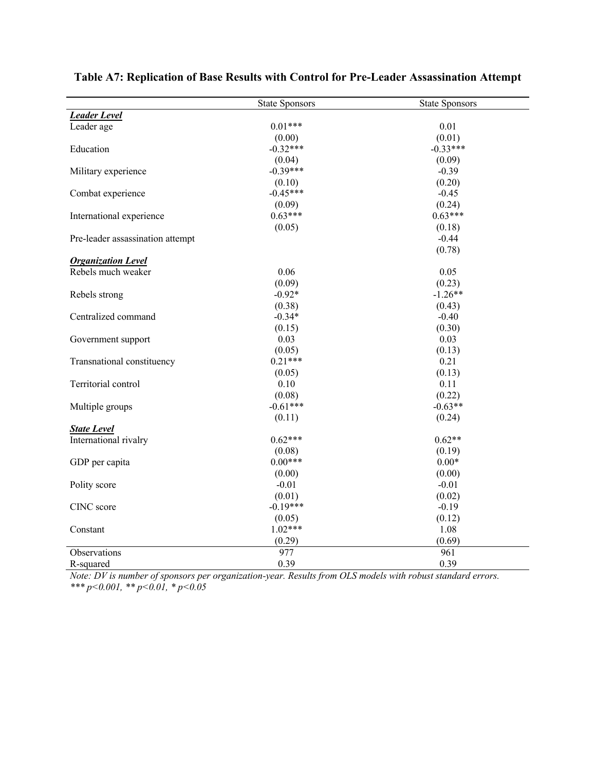**Table A7: Replication of Base Results with Control for Pre-Leader Assassination Attempt**

| | State Sponsors | State Sponsors |
|---|---|---|
| ***Leader Level*** | | |
| Leader age | 0.01*** | 0.01 |
| | (0.00) | (0.01) |
| Education | -0.32*** | -0.33*** |
| | (0.04) | (0.09) |
| Military experience | -0.39*** | -0.39 |
| | (0.10) | (0.20) |
| Combat experience | -0.45*** | -0.45 |
| | (0.09) | (0.24) |
| International experience | 0.63*** | 0.63*** |
| | (0.05) | (0.18) |
| Pre-leader assassination attempt | | -0.44 |
| | | (0.78) |
| ***Organization Level*** | | |
| Rebels much weaker | 0.06 | 0.05 |
| | (0.09) | (0.23) |
| Rebels strong | -0.92* | -1.26** |
| | (0.38) | (0.43) |
| Centralized command | -0.34* | -0.40 |
| | (0.15) | (0.30) |
| Government support | 0.03 | 0.03 |
| | (0.05) | (0.13) |
| Transnational constituency | 0.21*** | 0.21 |
| | (0.05) | (0.13) |
| Territorial control | 0.10 | 0.11 |
| | (0.08) | (0.22) |
| Multiple groups | -0.61*** | -0.63** |
| | (0.11) | (0.24) |
| ***State Level*** | | |
| International rivalry | 0.62*** | 0.62** |
| | (0.08) | (0.19) |
| GDP per capita | 0.00*** | 0.00* |
| | (0.00) | (0.00) |
| Polity score | -0.01 | -0.01 |
| | (0.01) | (0.02) |
| CINC score | -0.19*** | -0.19 |
| | (0.05) | (0.12) |
| Constant | 1.02*** | 1.08 |
| | (0.29) | (0.69) |
| Observations | 977 | 961 |
| R-squared | 0.39 | 0.39 |

*Note: DV is number of sponsors per organization-year. Results from OLS models with robust standard errors.*
*\*\*\* p<0.001, \*\* p<0.01, \* p<0.05*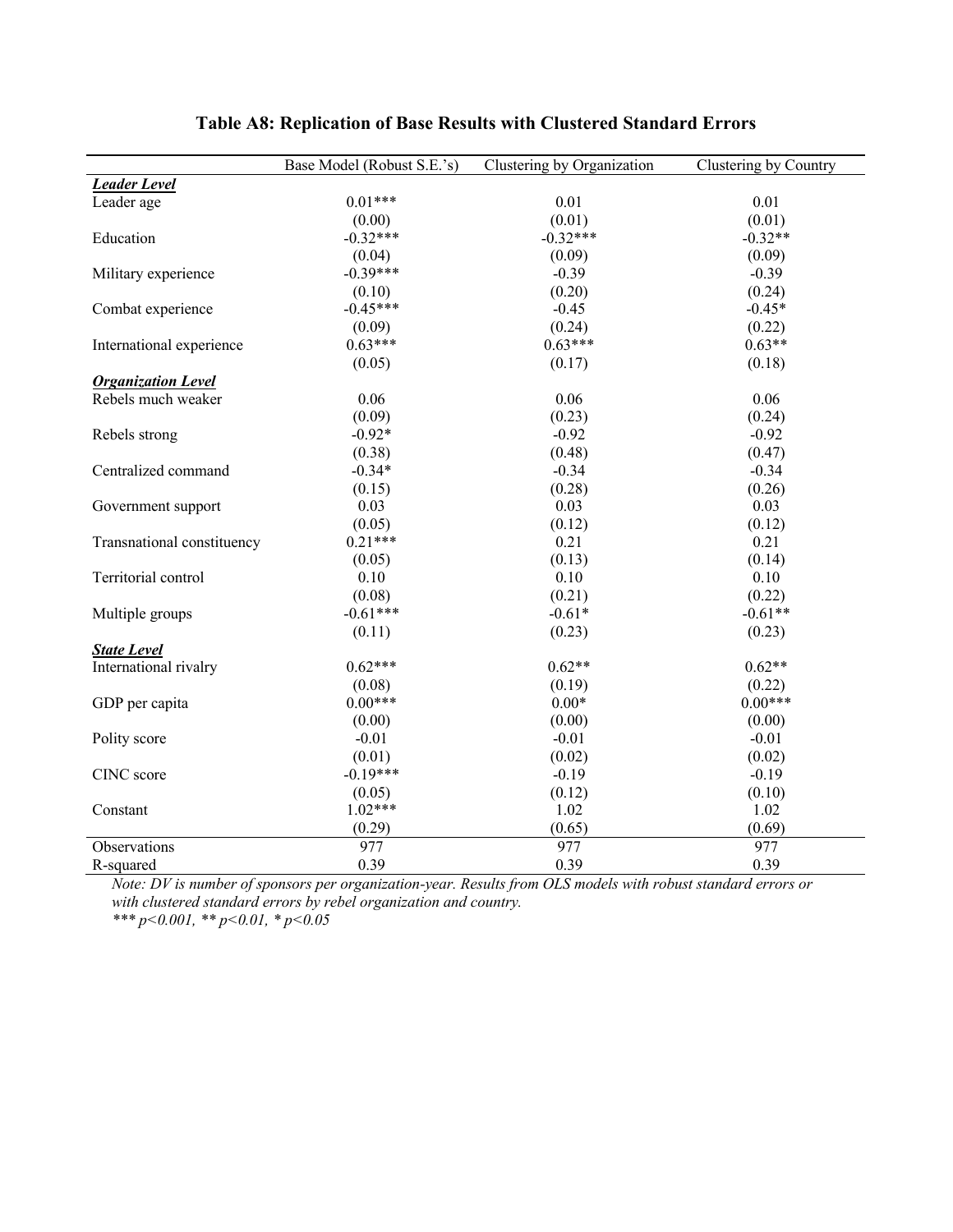**Table A8: Replication of Base Results with Clustered Standard Errors**

| | Base Model (Robust S.E.'s) | Clustering by Organization | Clustering by Country |
|---|---|---|---|
| ***Leader Level*** | | | |
| Leader age | 0.01*** | 0.01 | 0.01 |
| | (0.00) | (0.01) | (0.01) |
| Education | -0.32*** | -0.32*** | -0.32** |
| | (0.04) | (0.09) | (0.09) |
| Military experience | -0.39*** | -0.39 | -0.39 |
| | (0.10) | (0.20) | (0.24) |
| Combat experience | -0.45*** | -0.45 | -0.45* |
| | (0.09) | (0.24) | (0.22) |
| International experience | 0.63*** | 0.63*** | 0.63** |
| | (0.05) | (0.17) | (0.18) |
| ***Organization Level*** | | | |
| Rebels much weaker | 0.06 | 0.06 | 0.06 |
| | (0.09) | (0.23) | (0.24) |
| Rebels strong | -0.92* | -0.92 | -0.92 |
| | (0.38) | (0.48) | (0.47) |
| Centralized command | -0.34* | -0.34 | -0.34 |
| | (0.15) | (0.28) | (0.26) |
| Government support | 0.03 | 0.03 | 0.03 |
| | (0.05) | (0.12) | (0.12) |
| Transnational constituency | 0.21*** | 0.21 | 0.21 |
| | (0.05) | (0.13) | (0.14) |
| Territorial control | 0.10 | 0.10 | 0.10 |
| | (0.08) | (0.21) | (0.22) |
| Multiple groups | -0.61*** | -0.61* | -0.61** |
| | (0.11) | (0.23) | (0.23) |
| ***State Level*** | | | |
| International rivalry | 0.62*** | 0.62** | 0.62** |
| | (0.08) | (0.19) | (0.22) |
| GDP per capita | 0.00*** | 0.00* | 0.00*** |
| | (0.00) | (0.00) | (0.00) |
| Polity score | -0.01 | -0.01 | -0.01 |
| | (0.01) | (0.02) | (0.02) |
| CINC score | -0.19*** | -0.19 | -0.19 |
| | (0.05) | (0.12) | (0.10) |
| Constant | 1.02*** | 1.02 | 1.02 |
| | (0.29) | (0.65) | (0.69) |
| Observations | 977 | 977 | 977 |
| R-squared | 0.39 | 0.39 | 0.39 |

*Note: DV is number of sponsors per organization-year. Results from OLS models with robust standard errors or with clustered standard errors by rebel organization and country.*
*\*\*\* p<0.001, \*\* p<0.01, \* p<0.05*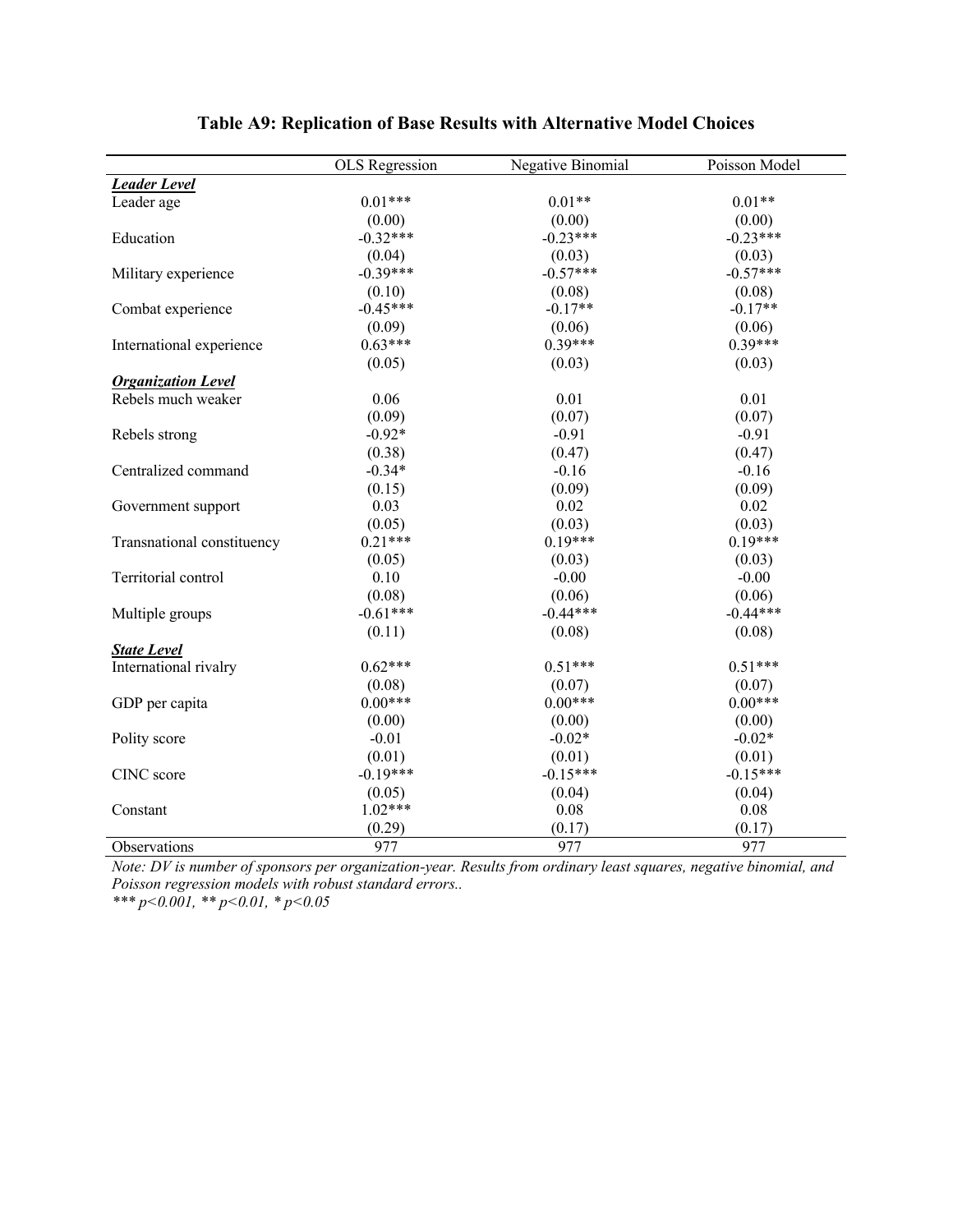# Table A9: Replication of Base Results with Alternative Model Choices

| | OLS Regression | Negative Binomial | Poisson Model |
|---|---|---|---|
| ***Leader Level*** | | | |
| Leader age | 0.01*** | 0.01** | 0.01** |
| | (0.00) | (0.00) | (0.00) |
| Education | -0.32*** | -0.23*** | -0.23*** |
| | (0.04) | (0.03) | (0.03) |
| Military experience | -0.39*** | -0.57*** | -0.57*** |
| | (0.10) | (0.08) | (0.08) |
| Combat experience | -0.45*** | -0.17** | -0.17** |
| | (0.09) | (0.06) | (0.06) |
| International experience | 0.63*** | 0.39*** | 0.39*** |
| | (0.05) | (0.03) | (0.03) |
| ***Organization Level*** | | | |
| Rebels much weaker | 0.06 | 0.01 | 0.01 |
| | (0.09) | (0.07) | (0.07) |
| Rebels strong | -0.92* | -0.91 | -0.91 |
| | (0.38) | (0.47) | (0.47) |
| Centralized command | -0.34* | -0.16 | -0.16 |
| | (0.15) | (0.09) | (0.09) |
| Government support | 0.03 | 0.02 | 0.02 |
| | (0.05) | (0.03) | (0.03) |
| Transnational constituency | 0.21*** | 0.19*** | 0.19*** |
| | (0.05) | (0.03) | (0.03) |
| Territorial control | 0.10 | -0.00 | -0.00 |
| | (0.08) | (0.06) | (0.06) |
| Multiple groups | -0.61*** | -0.44*** | -0.44*** |
| | (0.11) | (0.08) | (0.08) |
| ***State Level*** | | | |
| International rivalry | 0.62*** | 0.51*** | 0.51*** |
| | (0.08) | (0.07) | (0.07) |
| GDP per capita | 0.00*** | 0.00*** | 0.00*** |
| | (0.00) | (0.00) | (0.00) |
| Polity score | -0.01 | -0.02* | -0.02* |
| | (0.01) | (0.01) | (0.01) |
| CINC score | -0.19*** | -0.15*** | -0.15*** |
| | (0.05) | (0.04) | (0.04) |
| Constant | 1.02*** | 0.08 | 0.08 |
| | (0.29) | (0.17) | (0.17) |
| Observations | 977 | 977 | 977 |

*Note: DV is number of sponsors per organization-year. Results from ordinary least squares, negative binomial, and Poisson regression models with robust standard errors..*
*\*\*\* p<0.001, \*\* p<0.01, \* p<0.05*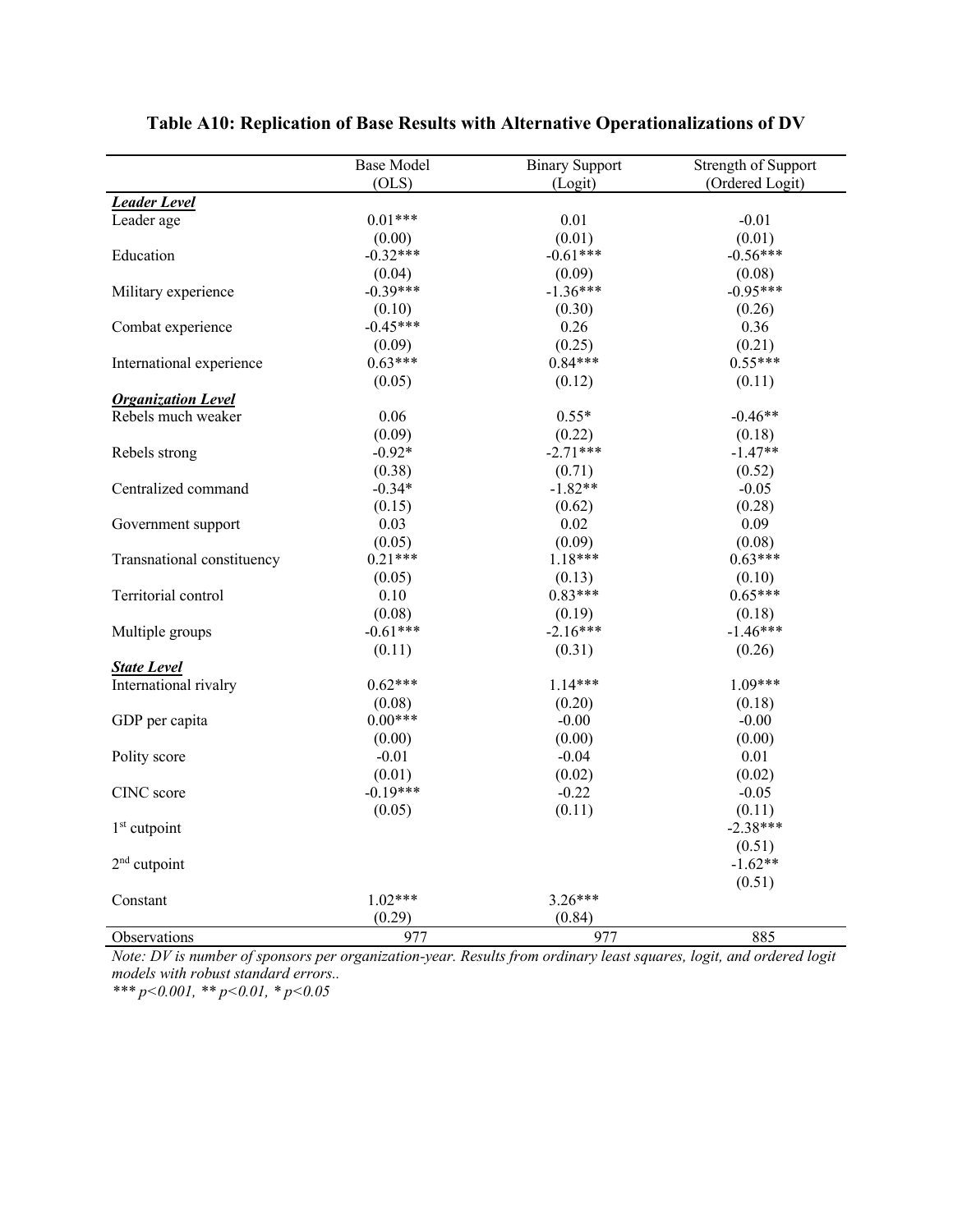**Table A10: Replication of Base Results with Alternative Operationalizations of DV**

| | Base Model (OLS) | Binary Support (Logit) | Strength of Support (Ordered Logit) |
|---|---|---|---|
| ***Leader Level*** | | | |
| Leader age | 0.01*** | 0.01 | -0.01 |
| | (0.00) | (0.01) | (0.01) |
| Education | -0.32*** | -0.61*** | -0.56*** |
| | (0.04) | (0.09) | (0.08) |
| Military experience | -0.39*** | -1.36*** | -0.95*** |
| | (0.10) | (0.30) | (0.26) |
| Combat experience | -0.45*** | 0.26 | 0.36 |
| | (0.09) | (0.25) | (0.21) |
| International experience | 0.63*** | 0.84*** | 0.55*** |
| | (0.05) | (0.12) | (0.11) |
| ***Organization Level*** | | | |
| Rebels much weaker | 0.06 | 0.55* | -0.46** |
| | (0.09) | (0.22) | (0.18) |
| Rebels strong | -0.92* | -2.71*** | -1.47** |
| | (0.38) | (0.71) | (0.52) |
| Centralized command | -0.34* | -1.82** | -0.05 |
| | (0.15) | (0.62) | (0.28) |
| Government support | 0.03 | 0.02 | 0.09 |
| | (0.05) | (0.09) | (0.08) |
| Transnational constituency | 0.21*** | 1.18*** | 0.63*** |
| | (0.05) | (0.13) | (0.10) |
| Territorial control | 0.10 | 0.83*** | 0.65*** |
| | (0.08) | (0.19) | (0.18) |
| Multiple groups | -0.61*** | -2.16*** | -1.46*** |
| | (0.11) | (0.31) | (0.26) |
| ***State Level*** | | | |
| International rivalry | 0.62*** | 1.14*** | 1.09*** |
| | (0.08) | (0.20) | (0.18) |
| GDP per capita | 0.00*** | -0.00 | -0.00 |
| | (0.00) | (0.00) | (0.00) |
| Polity score | -0.01 | -0.04 | 0.01 |
| | (0.01) | (0.02) | (0.02) |
| CINC score | -0.19*** | -0.22 | -0.05 |
| | (0.05) | (0.11) | (0.11) |
| 1st cutpoint | | | -2.38*** |
| | | | (0.51) |
| 2nd cutpoint | | | -1.62** |
| | | | (0.51) |
| Constant | 1.02*** | 3.26*** | |
| | (0.29) | (0.84) | |
| Observations | 977 | 977 | 885 |

*Note: DV is number of sponsors per organization-year. Results from ordinary least squares, logit, and ordered logit models with robust standard errors..*

*\*\*\* p<0.001, \*\* p<0.01, \* p<0.05*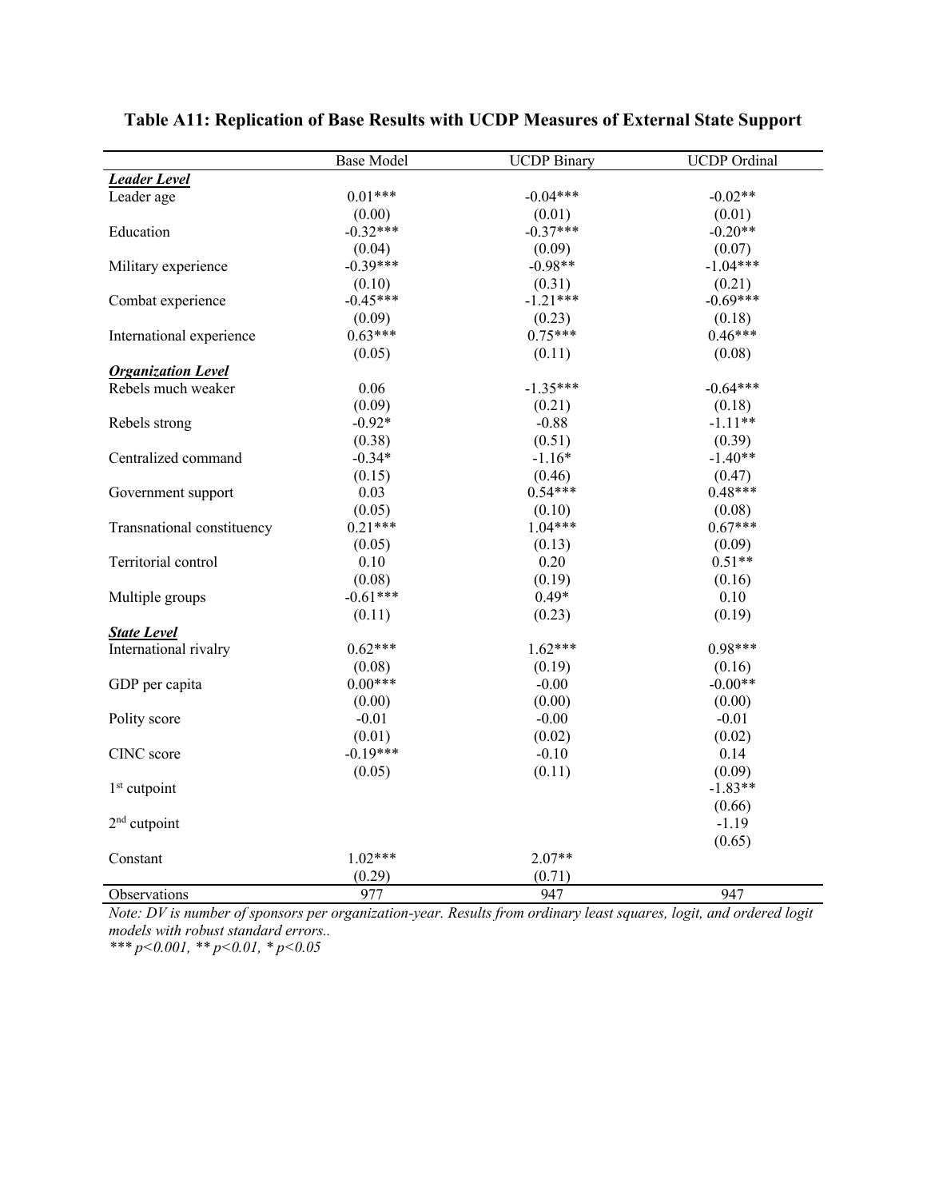**Table A11: Replication of Base Results with UCDP Measures of External State Support**

| | Base Model | UCDP Binary | UCDP Ordinal |
|---|---|---|---|
| ***Leader Level*** | | | |
| Leader age | 0.01*** | -0.04*** | -0.02** |
| | (0.00) | (0.01) | (0.01) |
| Education | -0.32*** | -0.37*** | -0.20** |
| | (0.04) | (0.09) | (0.07) |
| Military experience | -0.39*** | -0.98** | -1.04*** |
| | (0.10) | (0.31) | (0.21) |
| Combat experience | -0.45*** | -1.21*** | -0.69*** |
| | (0.09) | (0.23) | (0.18) |
| International experience | 0.63*** | 0.75*** | 0.46*** |
| | (0.05) | (0.11) | (0.08) |
| ***Organization Level*** | | | |
| Rebels much weaker | 0.06 | -1.35*** | -0.64*** |
| | (0.09) | (0.21) | (0.18) |
| Rebels strong | -0.92* | -0.88 | -1.11** |
| | (0.38) | (0.51) | (0.39) |
| Centralized command | -0.34* | -1.16* | -1.40** |
| | (0.15) | (0.46) | (0.47) |
| Government support | 0.03 | 0.54*** | 0.48*** |
| | (0.05) | (0.10) | (0.08) |
| Transnational constituency | 0.21*** | 1.04*** | 0.67*** |
| | (0.05) | (0.13) | (0.09) |
| Territorial control | 0.10 | 0.20 | 0.51** |
| | (0.08) | (0.19) | (0.16) |
| Multiple groups | -0.61*** | 0.49* | 0.10 |
| | (0.11) | (0.23) | (0.19) |
| ***State Level*** | | | |
| International rivalry | 0.62*** | 1.62*** | 0.98*** |
| | (0.08) | (0.19) | (0.16) |
| GDP per capita | 0.00*** | -0.00 | -0.00** |
| | (0.00) | (0.00) | (0.00) |
| Polity score | -0.01 | -0.00 | -0.01 |
| | (0.01) | (0.02) | (0.02) |
| CINC score | -0.19*** | -0.10 | 0.14 |
| | (0.05) | (0.11) | (0.09) |
| 1st cutpoint | | | -1.83** |
| | | | (0.66) |
| 2nd cutpoint | | | -1.19 |
| | | | (0.65) |
| Constant | 1.02*** | 2.07** | |
| | (0.29) | (0.71) | |
| Observations | 977 | 947 | 947 |

*Note: DV is number of sponsors per organization-year. Results from ordinary least squares, logit, and ordered logit models with robust standard errors..*
*\*\*\* p<0.001, \*\* p<0.01, \* p<0.05*